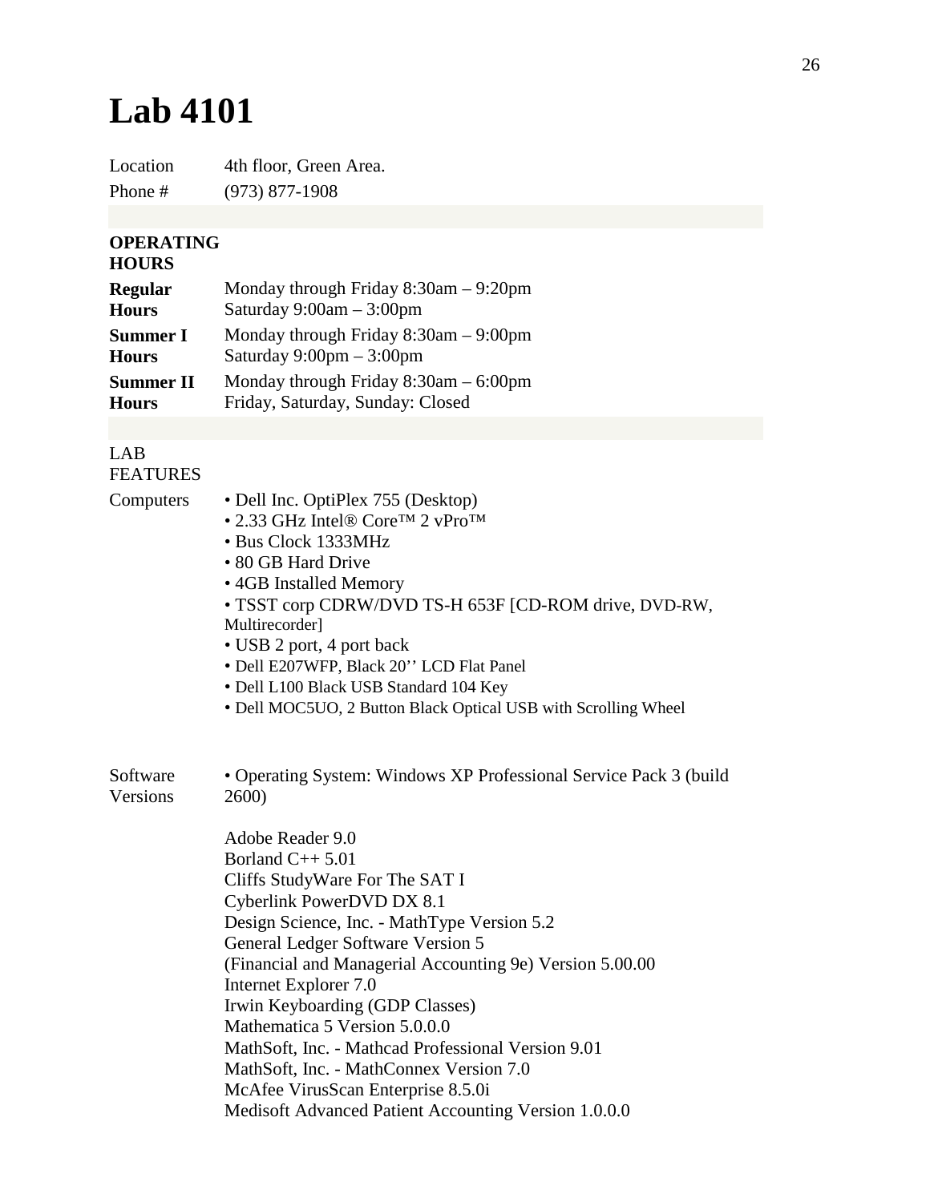# Lab 4101

| | |
|---|---|
| Location | 4th floor, Green Area. |
| Phone # | (973) 877-1908 |

**OPERATING HOURS**

| | |
|---|---|
| **Regular Hours** | Monday through Friday 8:30am – 9:20pm<br>Saturday 9:00am – 3:00pm |
| **Summer I Hours** | Monday through Friday 8:30am – 9:00pm<br>Saturday 9:00pm – 3:00pm |
| **Summer II Hours** | Monday through Friday 8:30am – 6:00pm<br>Friday, Saturday, Sunday: Closed |

LAB FEATURES

Computers

- Dell Inc. OptiPlex 755 (Desktop)
- 2.33 GHz Intel® Core™ 2 vPro™
- Bus Clock 1333MHz
- 80 GB Hard Drive
- 4GB Installed Memory
- TSST corp CDRW/DVD TS-H 653F [CD-ROM drive, DVD-RW, Multirecorder]
- USB 2 port, 4 port back
- Dell E207WFP, Black 20'' LCD Flat Panel
- Dell L100 Black USB Standard 104 Key
- Dell MOC5UO, 2 Button Black Optical USB with Scrolling Wheel

Software Versions

- Operating System: Windows XP Professional Service Pack 3 (build 2600)

Adobe Reader 9.0
Borland C++ 5.01
Cliffs StudyWare For The SAT I
Cyberlink PowerDVD DX 8.1
Design Science, Inc. - MathType Version 5.2
General Ledger Software Version 5
(Financial and Managerial Accounting 9e) Version 5.00.00
Internet Explorer 7.0
Irwin Keyboarding (GDP Classes)
Mathematica 5 Version 5.0.0.0
MathSoft, Inc. - Mathcad Professional Version 9.01
MathSoft, Inc. - MathConnex Version 7.0
McAfee VirusScan Enterprise 8.5.0i
Medisoft Advanced Patient Accounting Version 1.0.0.0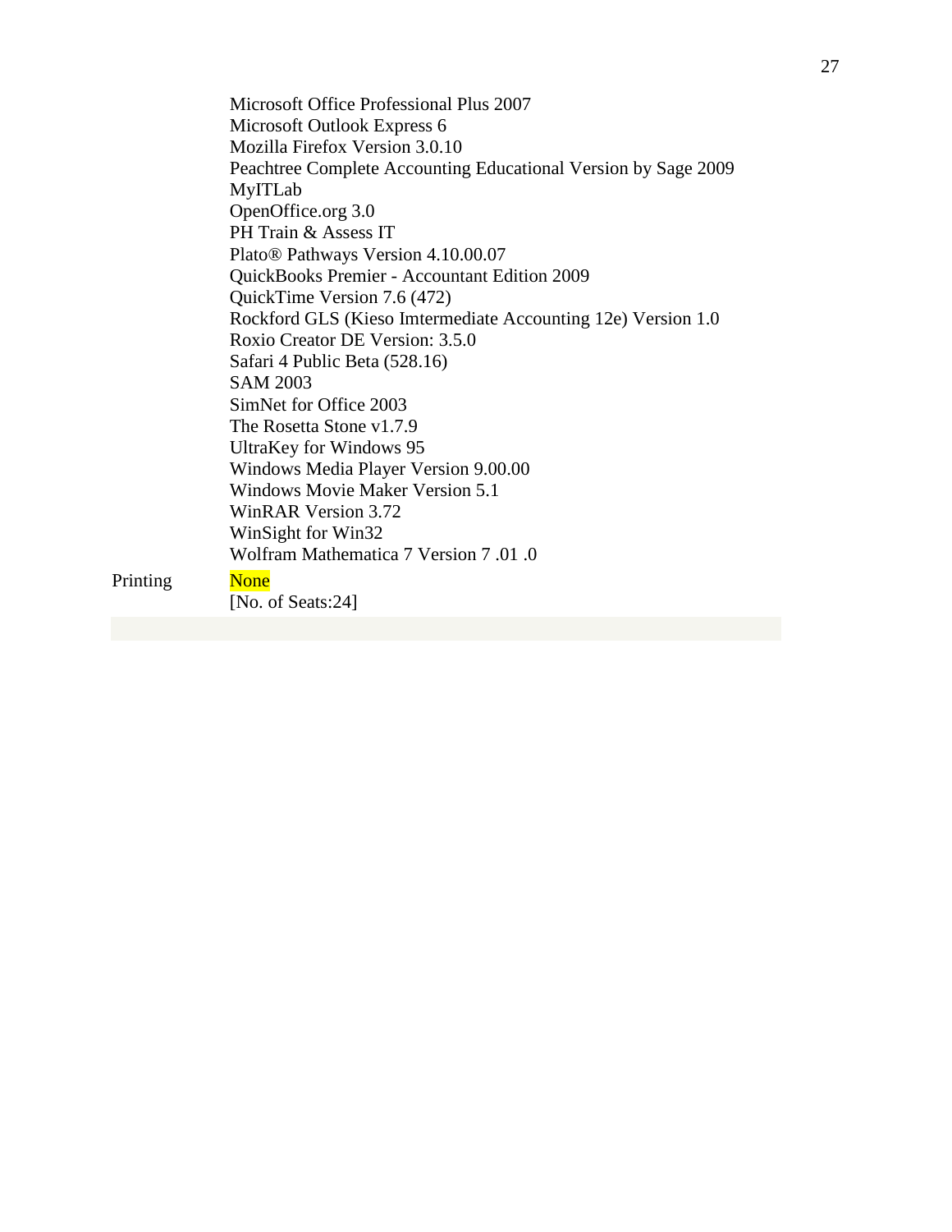Microsoft Office Professional Plus 2007
Microsoft Outlook Express 6
Mozilla Firefox Version 3.0.10
Peachtree Complete Accounting Educational Version by Sage 2009
MyITLab
OpenOffice.org 3.0
PH Train & Assess IT
Plato® Pathways Version 4.10.00.07
QuickBooks Premier - Accountant Edition 2009
QuickTime Version 7.6 (472)
Rockford GLS (Kieso Imtermediate Accounting 12e) Version 1.0
Roxio Creator DE Version: 3.5.0
Safari 4 Public Beta (528.16)
SAM 2003
SimNet for Office 2003
The Rosetta Stone v1.7.9
UltraKey for Windows 95
Windows Media Player Version 9.00.00
Windows Movie Maker Version 5.1
WinRAR Version 3.72
WinSight for Win32
Wolfram Mathematica 7 Version 7 .01 .0

Printing None
[No. of Seats:24]